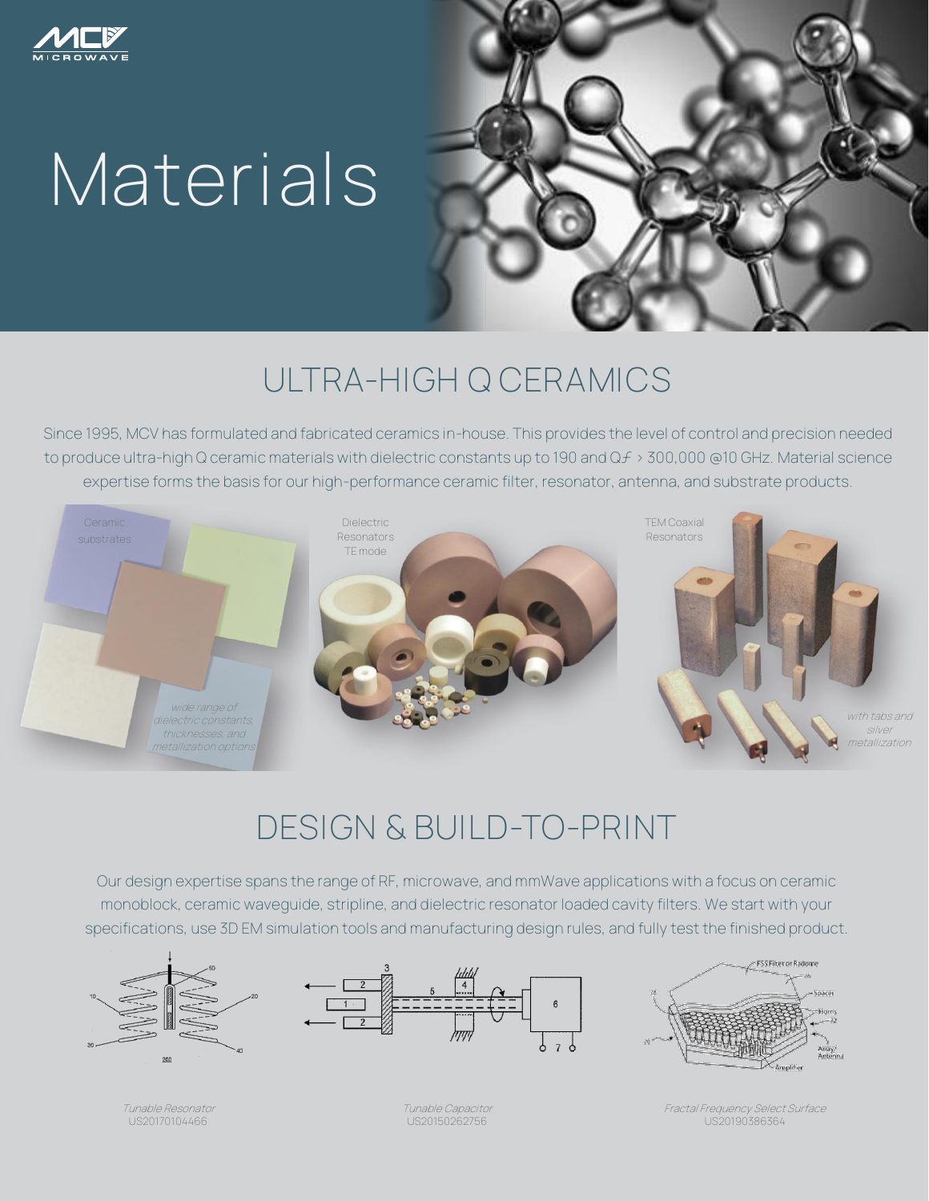# Materials

## ULTRA-HIGH Q CERAMICS

Since 1995, MCV has formulated and fabricated ceramics in-house. This provides the level of control and precision needed to produce ultra-high Q ceramic materials with dielectric constants up to 190 and Q*f* > 300,000 @10 GHz. Material science expertise forms the basis for our high-performance ceramic filter, resonator, antenna, and substrate products.

Ceramic substrates

*wide range of dielectric constants, thicknesses, and metallization options*

Dielectric Resonators TE mode

TEM Coaxial Resonators

*with tabs and silver metallization*

## DESIGN & BUILD-TO-PRINT

Our design expertise spans the range of RF, microwave, and mmWave applications with a focus on ceramic monoblock, ceramic waveguide, stripline, and dielectric resonator loaded cavity filters. We start with your specifications, use 3D EM simulation tools and manufacturing design rules, and fully test the finished product.

*Tunable Resonator*
US20170104466

*Tunable Capacitor*
US20150262756

*Fractal Frequency Select Surface*
US20190386364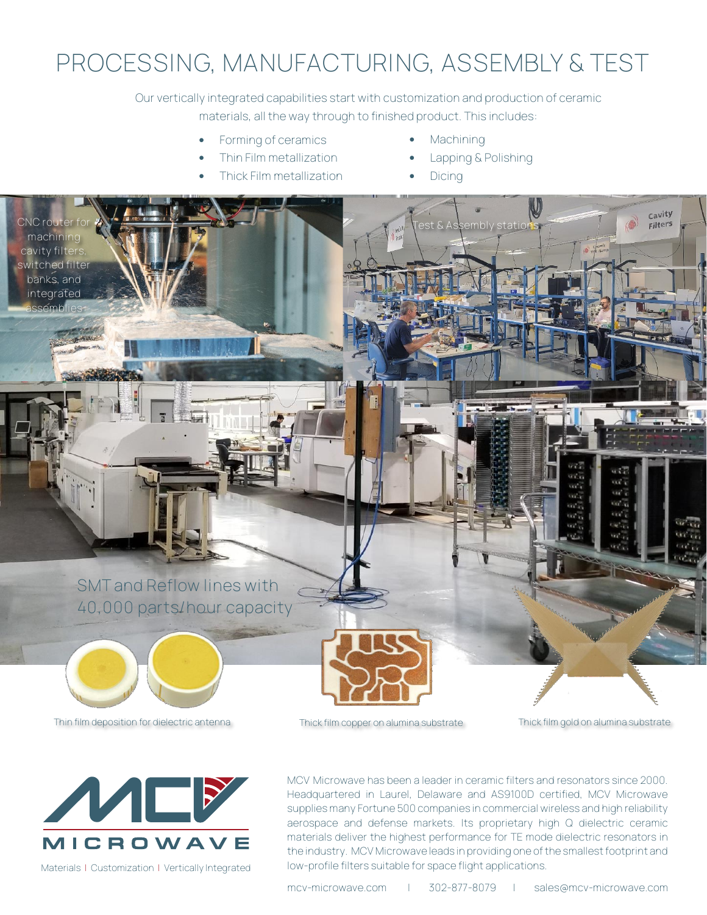# PROCESSING, MANUFACTURING, ASSEMBLY & TEST

Our vertically integrated capabilities start with customization and production of ceramic materials, all the way through to finished product. This includes:

- Forming of ceramics
- Thin Film metallization
- Thick Film metallization
- Machining
- Lapping & Polishing
- Dicing

CNC router for machining cavity filters, switched filter banks, and integrated assemblies

Test & Assembly stations

SMT and Reflow lines with 40,000 parts/hour capacity

Thin film deposition for dielectric antenna

Thick film copper on alumina substrate

Thick film gold on alumina substrate

MCV MICROWAVE

Materials | Customization | Vertically Integrated

MCV Microwave has been a leader in ceramic filters and resonators since 2000. Headquartered in Laurel, Delaware and AS9100D certified, MCV Microwave supplies many Fortune 500 companies in commercial wireless and high reliability aerospace and defense markets. Its proprietary high Q dielectric ceramic materials deliver the highest performance for TE mode dielectric resonators in the industry. MCV Microwave leads in providing one of the smallest footprint and low-profile filters suitable for space flight applications.

mcv-microwave.com | 302-877-8079 | sales@mcv-microwave.com